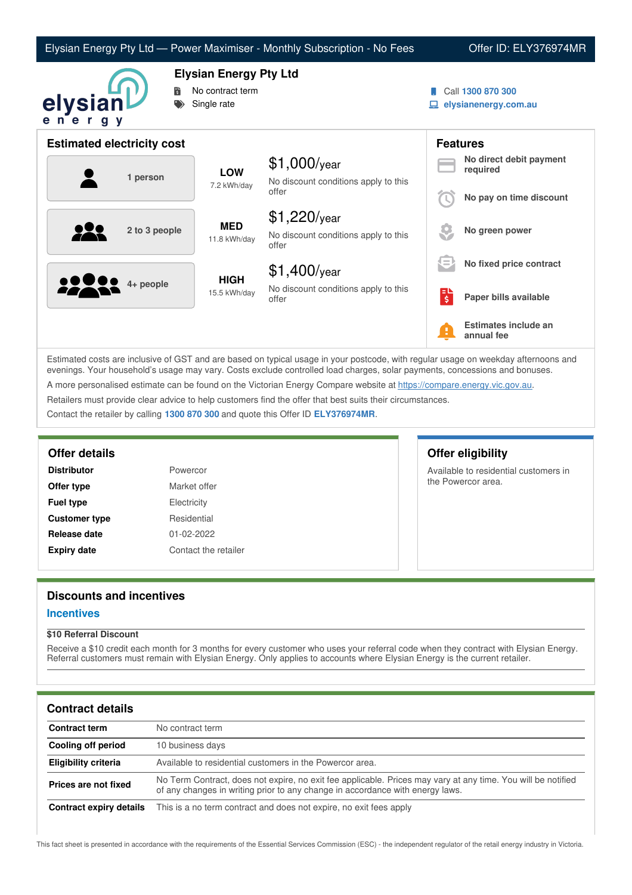Elysian Energy Pty Ltd — Power Maximiser - Monthly Subscription - No Fees

Offer ID: ELY376974MR

# Elysian Energy Pty Ltd

- No contract term
- Single rate

Call **1300 870 300**
**elysianenergy.com.au**

## Estimated electricity cost

| Household | Usage | Cost |
|---|---|---|
| 1 person | **LOW** 7.2 kWh/day | $1,000/year — No discount conditions apply to this offer |
| 2 to 3 people | **MED** 11.8 kWh/day | $1,220/year — No discount conditions apply to this offer |
| 4+ people | **HIGH** 15.5 kWh/day | $1,400/year — No discount conditions apply to this offer |

## Features

- **No direct debit payment required**
- **No pay on time discount**
- **No green power**
- **No fixed price contract**
- **Paper bills available**
- **Estimates include an annual fee**

Estimated costs are inclusive of GST and are based on typical usage in your postcode, with regular usage on weekday afternoons and evenings. Your household's usage may vary. Costs exclude controlled load charges, solar payments, concessions and bonuses.

A more personalised estimate can be found on the Victorian Energy Compare website at https://compare.energy.vic.gov.au.

Retailers must provide clear advice to help customers find the offer that best suits their circumstances.

Contact the retailer by calling **1300 870 300** and quote this Offer ID **ELY376974MR**.

## Offer details

| | |
|---|---|
| **Distributor** | Powercor |
| **Offer type** | Market offer |
| **Fuel type** | Electricity |
| **Customer type** | Residential |
| **Release date** | 01-02-2022 |
| **Expiry date** | Contact the retailer |

## Offer eligibility

Available to residential customers in the Powercor area.

## Discounts and incentives

### Incentives

**$10 Referral Discount**

Receive a $10 credit each month for 3 months for every customer who uses your referral code when they contract with Elysian Energy. Referral customers must remain with Elysian Energy. Only applies to accounts where Elysian Energy is the current retailer.

## Contract details

| | |
|---|---|
| **Contract term** | No contract term |
| **Cooling off period** | 10 business days |
| **Eligibility criteria** | Available to residential customers in the Powercor area. |
| **Prices are not fixed** | No Term Contract, does not expire, no exit fee applicable. Prices may vary at any time. You will be notified of any changes in writing prior to any change in accordance with energy laws. |
| **Contract expiry details** | This is a no term contract and does not expire, no exit fees apply |

This fact sheet is presented in accordance with the requirements of the Essential Services Commission (ESC) - the independent regulator of the retail energy industry in Victoria.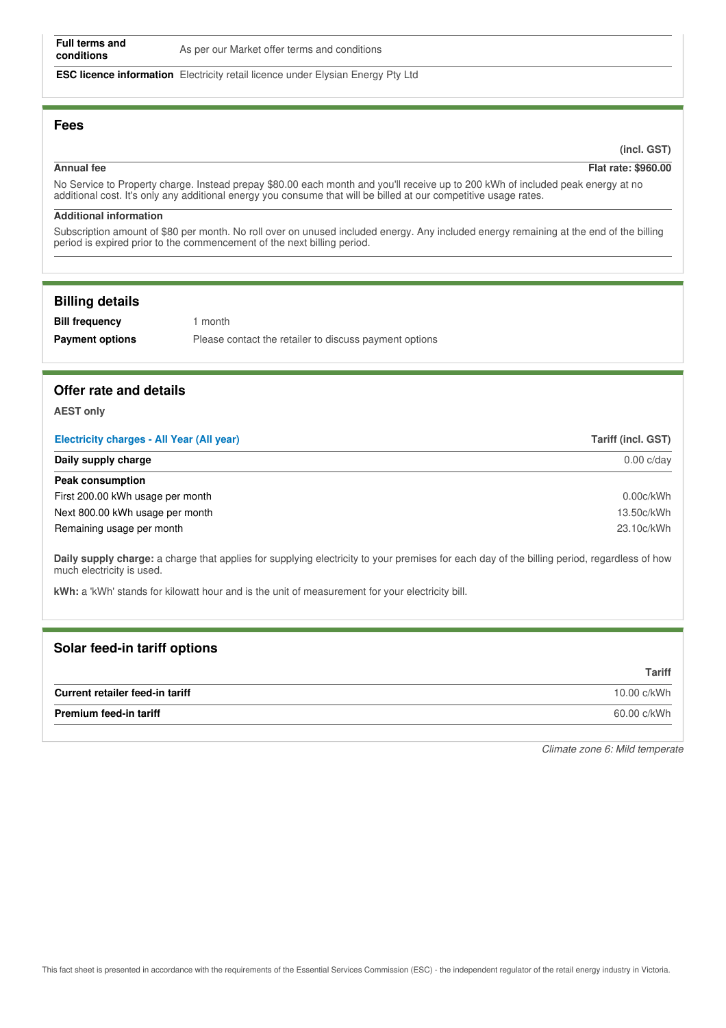| | |
|---|---|
| **Full terms and conditions** | As per our Market offer terms and conditions |
| **ESC licence information** | Electricity retail licence under Elysian Energy Pty Ltd |

## Fees

| | (incl. GST) |
|---|---|
| **Annual fee** | **Flat rate: $960.00** |

No Service to Property charge. Instead prepay $80.00 each month and you'll receive up to 200 kWh of included peak energy at no additional cost. It's only any additional energy you consume that will be billed at our competitive usage rates.

**Additional information**

Subscription amount of $80 per month. No roll over on unused included energy. Any included energy remaining at the end of the billing period is expired prior to the commencement of the next billing period.

## Billing details

| | |
|---|---|
| **Bill frequency** | 1 month |
| **Payment options** | Please contact the retailer to discuss payment options |

## Offer rate and details

**AEST only**

| Electricity charges - All Year (All year) | Tariff (incl. GST) |
|---|---|
| **Daily supply charge** | 0.00 c/day |
| **Peak consumption** | |
| First 200.00 kWh usage per month | 0.00c/kWh |
| Next 800.00 kWh usage per month | 13.50c/kWh |
| Remaining usage per month | 23.10c/kWh |

**Daily supply charge:** a charge that applies for supplying electricity to your premises for each day of the billing period, regardless of how much electricity is used.

**kWh:** a 'kWh' stands for kilowatt hour and is the unit of measurement for your electricity bill.

## Solar feed-in tariff options

| | Tariff |
|---|---|
| **Current retailer feed-in tariff** | 10.00 c/kWh |
| **Premium feed-in tariff** | 60.00 c/kWh |

*Climate zone 6: Mild temperate*

This fact sheet is presented in accordance with the requirements of the Essential Services Commission (ESC) - the independent regulator of the retail energy industry in Victoria.